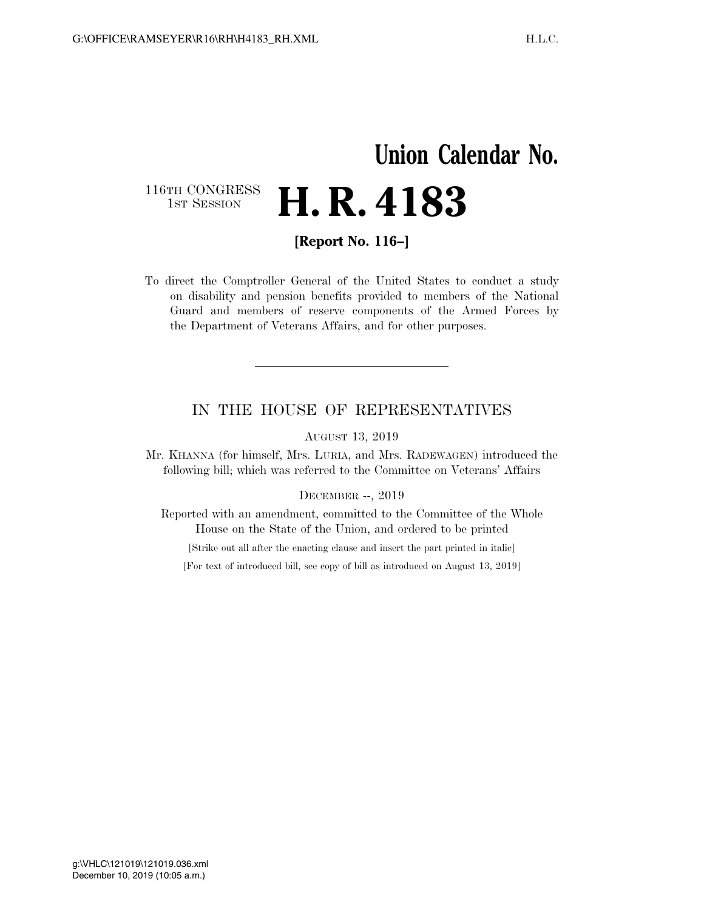# Union Calendar No.

116TH CONGRESS
1ST SESSION

# H. R. 4183

**[Report No. 116–]**

To direct the Comptroller General of the United States to conduct a study on disability and pension benefits provided to members of the National Guard and members of reserve components of the Armed Forces by the Department of Veterans Affairs, and for other purposes.

---

IN THE HOUSE OF REPRESENTATIVES

AUGUST 13, 2019

Mr. KHANNA (for himself, Mrs. LURIA, and Mrs. RADEWAGEN) introduced the following bill; which was referred to the Committee on Veterans' Affairs

DECEMBER --, 2019

Reported with an amendment, committed to the Committee of the Whole House on the State of the Union, and ordered to be printed

[Strike out all after the enacting clause and insert the part printed in italic]

[For text of introduced bill, see copy of bill as introduced on August 13, 2019]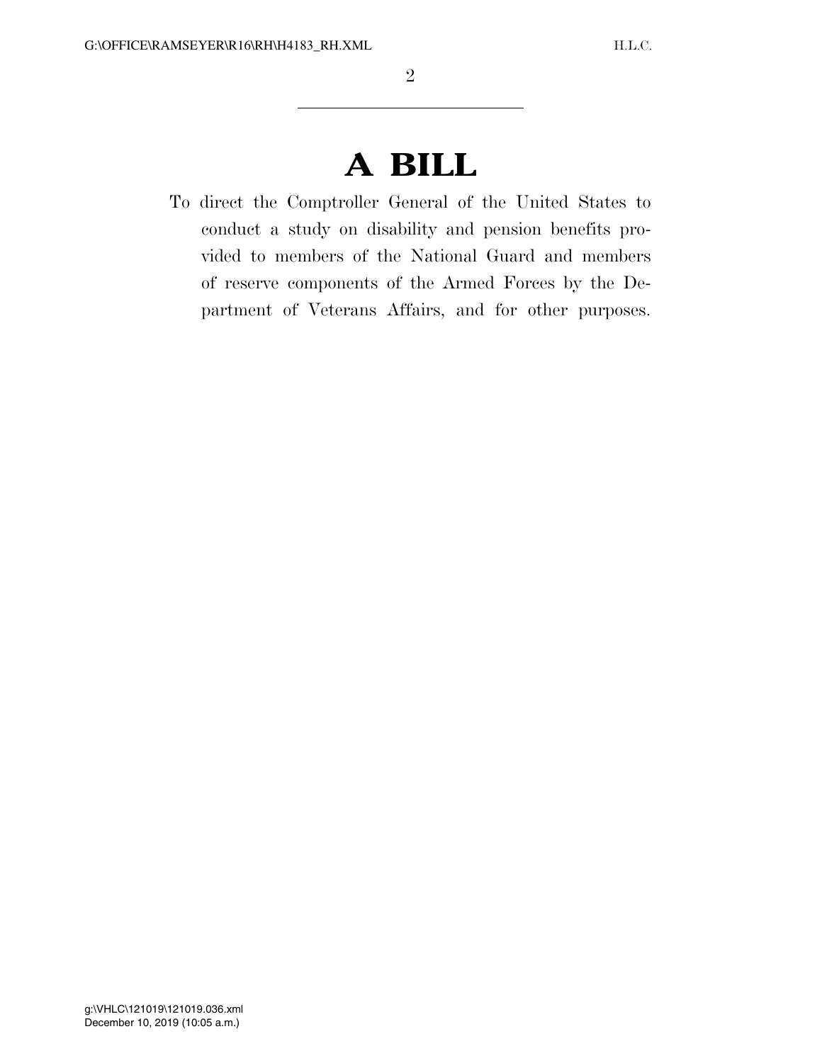# A BILL

To direct the Comptroller General of the United States to conduct a study on disability and pension benefits provided to members of the National Guard and members of reserve components of the Armed Forces by the Department of Veterans Affairs, and for other purposes.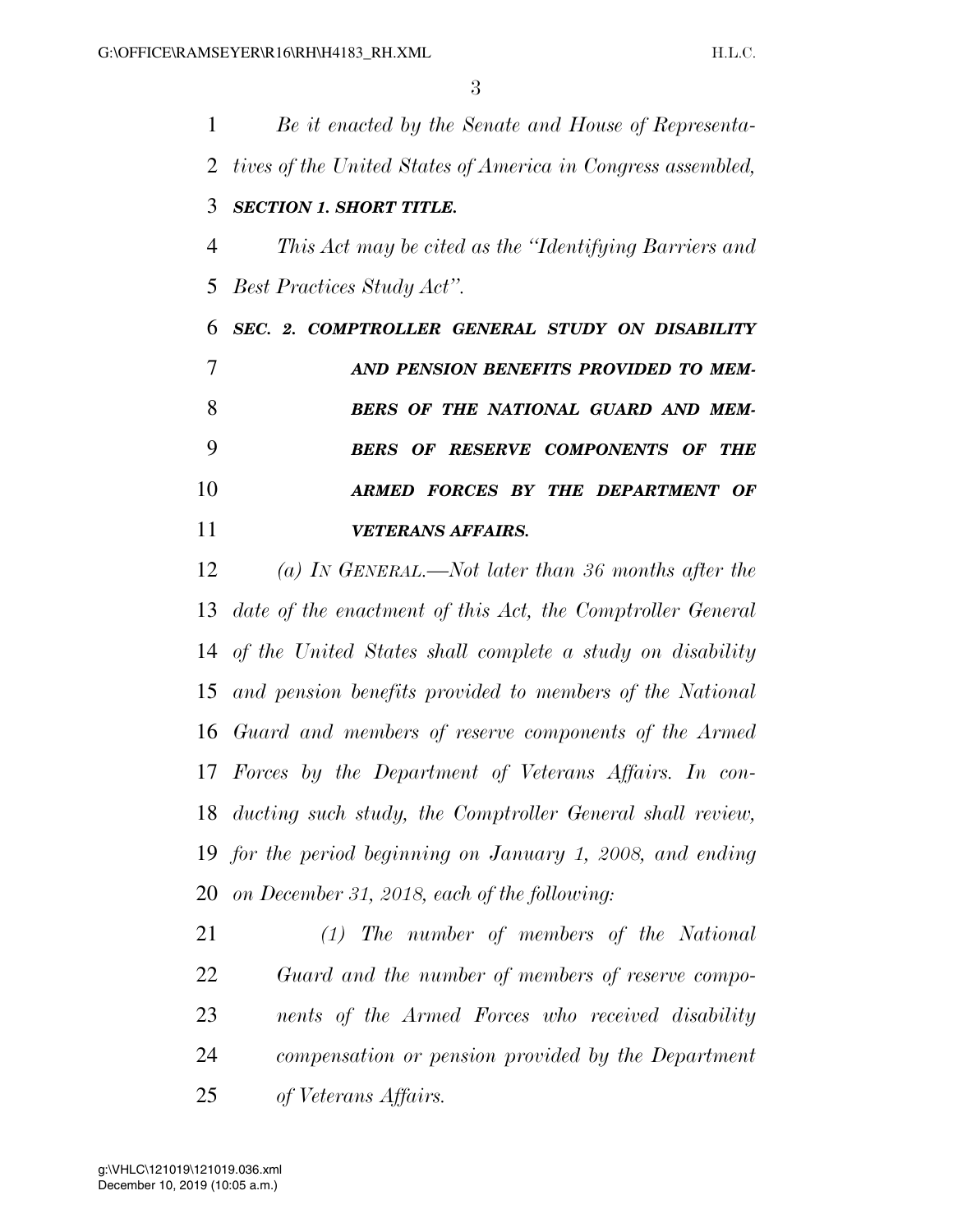*Be it enacted by the Senate and House of Representatives of the United States of America in Congress assembled,*

***SECTION 1. SHORT TITLE.***

*This Act may be cited as the "Identifying Barriers and Best Practices Study Act".*

***SEC. 2. COMPTROLLER GENERAL STUDY ON DISABILITY AND PENSION BENEFITS PROVIDED TO MEMBERS OF THE NATIONAL GUARD AND MEMBERS OF RESERVE COMPONENTS OF THE ARMED FORCES BY THE DEPARTMENT OF VETERANS AFFAIRS.***

*(a) IN GENERAL.—Not later than 36 months after the date of the enactment of this Act, the Comptroller General of the United States shall complete a study on disability and pension benefits provided to members of the National Guard and members of reserve components of the Armed Forces by the Department of Veterans Affairs. In conducting such study, the Comptroller General shall review, for the period beginning on January 1, 2008, and ending on December 31, 2018, each of the following:*

*(1) The number of members of the National Guard and the number of members of reserve components of the Armed Forces who received disability compensation or pension provided by the Department of Veterans Affairs.*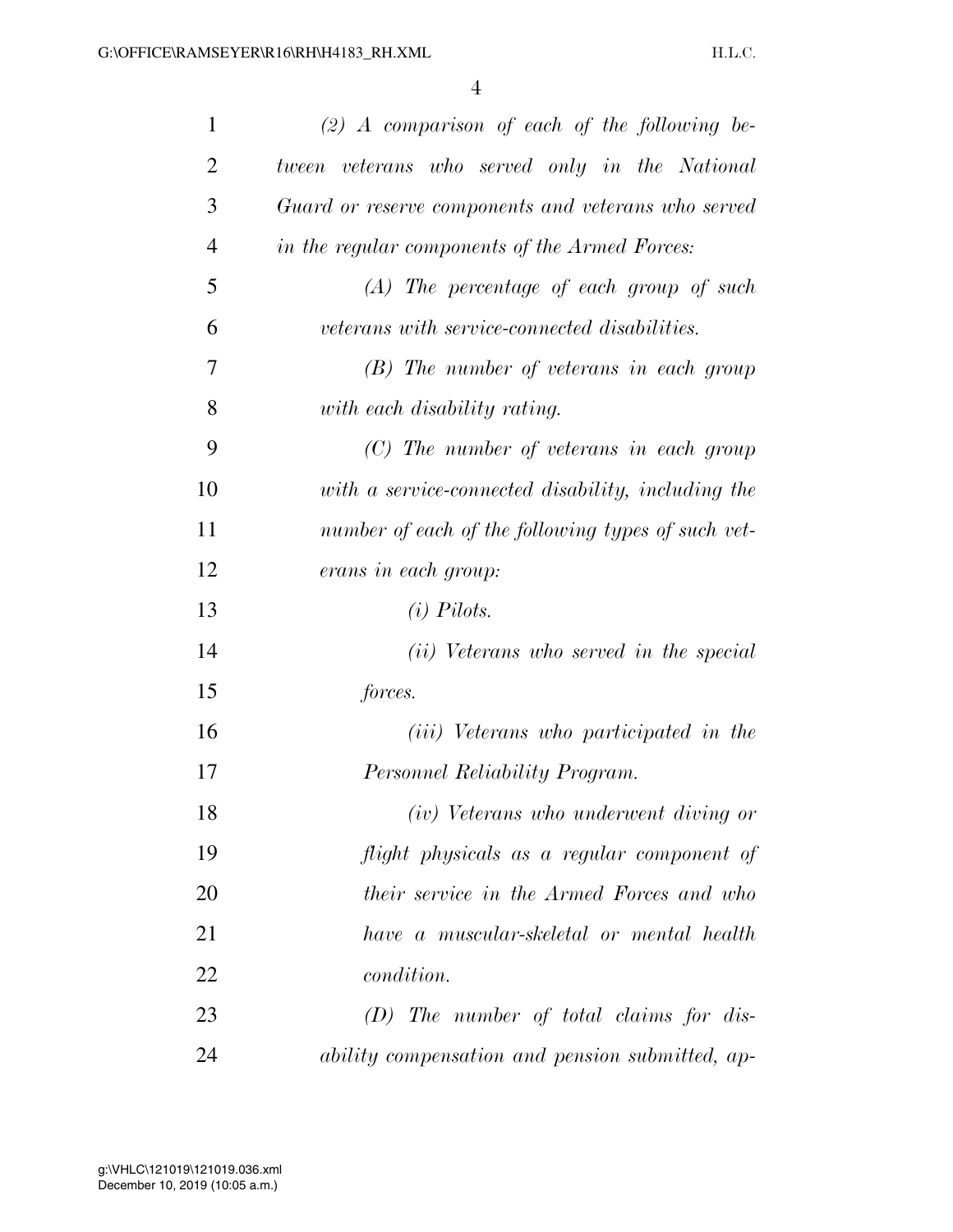*(2) A comparison of each of the following between veterans who served only in the National Guard or reserve components and veterans who served in the regular components of the Armed Forces:*

*(A) The percentage of each group of such veterans with service-connected disabilities.*

*(B) The number of veterans in each group with each disability rating.*

*(C) The number of veterans in each group with a service-connected disability, including the number of each of the following types of such veterans in each group:*

*(i) Pilots.*

*(ii) Veterans who served in the special forces.*

*(iii) Veterans who participated in the Personnel Reliability Program.*

*(iv) Veterans who underwent diving or flight physicals as a regular component of their service in the Armed Forces and who have a muscular-skeletal or mental health condition.*

*(D) The number of total claims for disability compensation and pension submitted, ap-*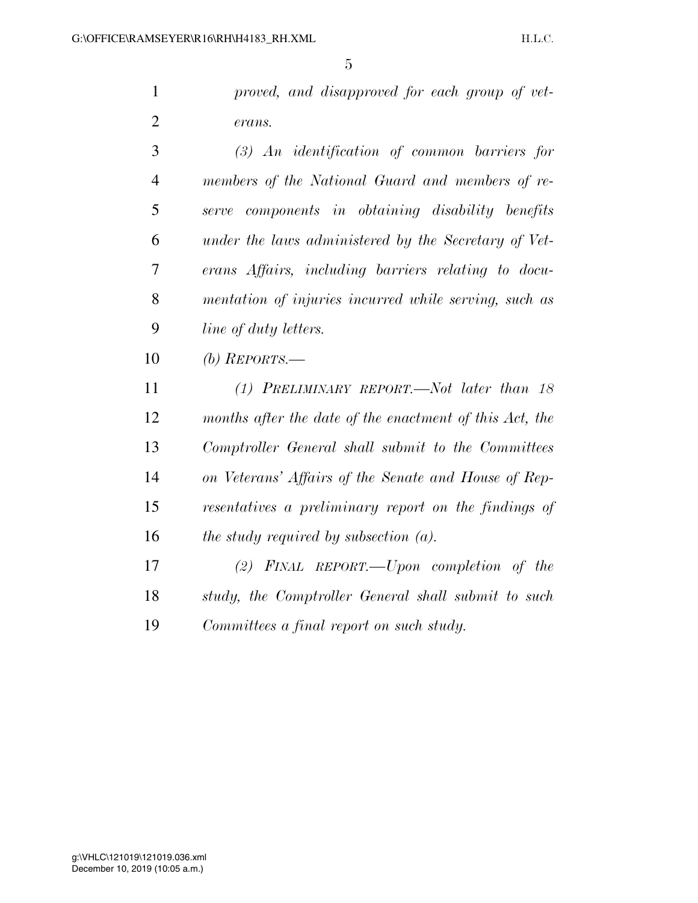*proved, and disapproved for each group of veterans.*

*(3) An identification of common barriers for members of the National Guard and members of reserve components in obtaining disability benefits under the laws administered by the Secretary of Veterans Affairs, including barriers relating to documentation of injuries incurred while serving, such as line of duty letters.*

*(b) REPORTS.—*

*(1) PRELIMINARY REPORT.—Not later than 18 months after the date of the enactment of this Act, the Comptroller General shall submit to the Committees on Veterans' Affairs of the Senate and House of Representatives a preliminary report on the findings of the study required by subsection (a).*

*(2) FINAL REPORT.—Upon completion of the study, the Comptroller General shall submit to such Committees a final report on such study.*